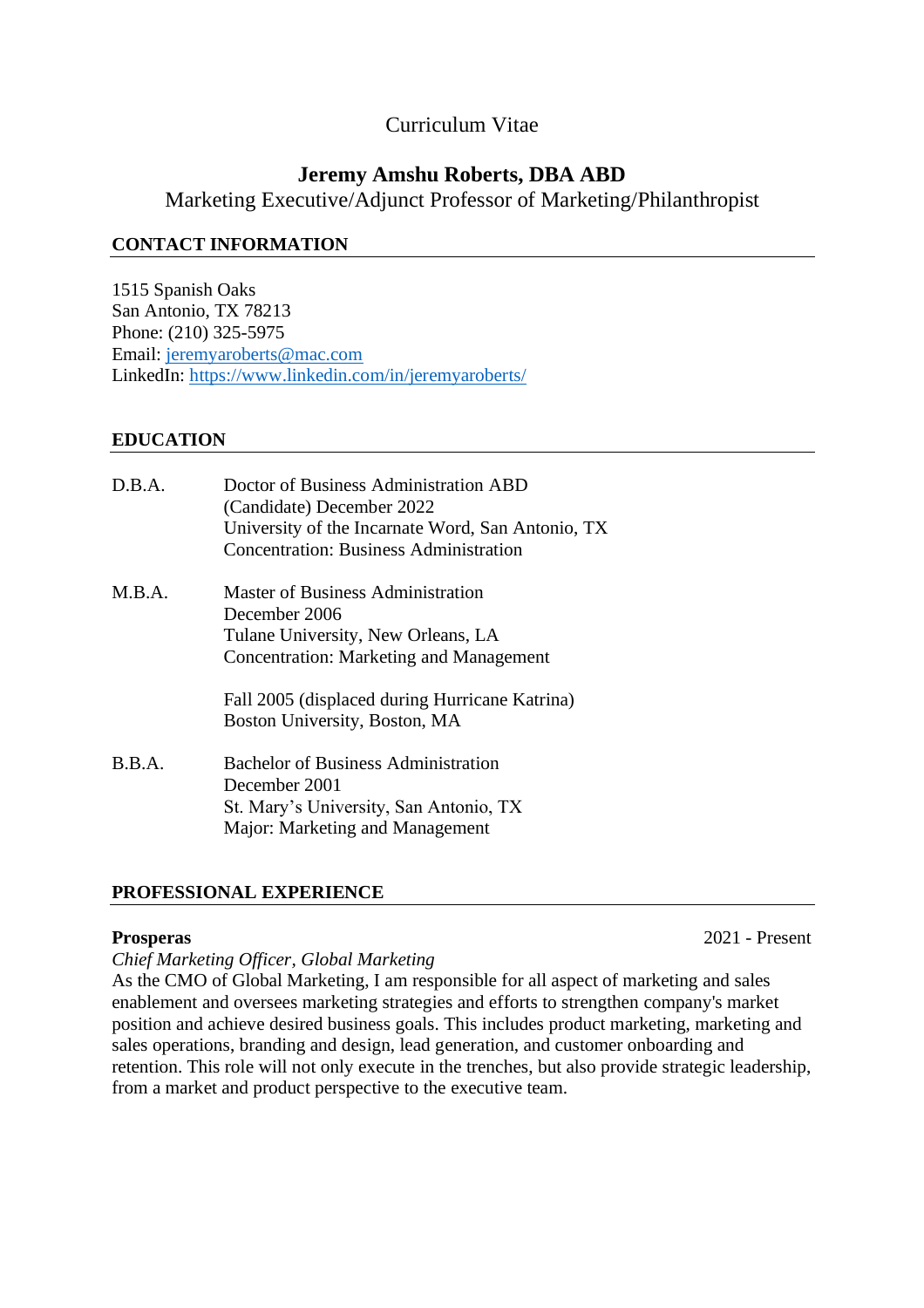Curriculum Vitae

# Jeremy Amshu Roberts, DBA ABD

Marketing Executive/Adjunct Professor of Marketing/Philanthropist

## CONTACT INFORMATION

1515 Spanish Oaks
San Antonio, TX 78213
Phone: (210) 325-5975
Email: jeremyaroberts@mac.com
LinkedIn: https://www.linkedin.com/in/jeremyaroberts/

## EDUCATION

D.B.A. — Doctor of Business Administration ABD
(Candidate) December 2022
University of the Incarnate Word, San Antonio, TX
Concentration: Business Administration

M.B.A. — Master of Business Administration
December 2006
Tulane University, New Orleans, LA
Concentration: Marketing and Management

Fall 2005 (displaced during Hurricane Katrina)
Boston University, Boston, MA

B.B.A. — Bachelor of Business Administration
December 2001
St. Mary's University, San Antonio, TX
Major: Marketing and Management

## PROFESSIONAL EXPERIENCE

**Prosperas** — 2021 - Present

*Chief Marketing Officer, Global Marketing*

As the CMO of Global Marketing, I am responsible for all aspect of marketing and sales enablement and oversees marketing strategies and efforts to strengthen company's market position and achieve desired business goals. This includes product marketing, marketing and sales operations, branding and design, lead generation, and customer onboarding and retention. This role will not only execute in the trenches, but also provide strategic leadership, from a market and product perspective to the executive team.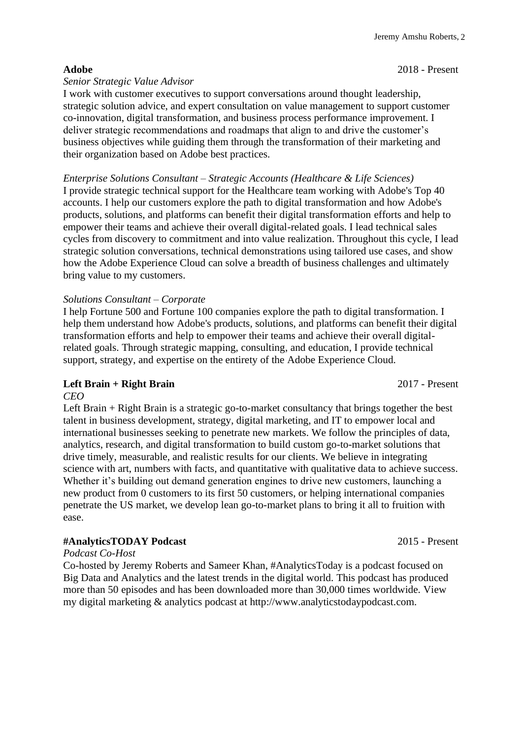**Adobe** 2018 - Present

*Senior Strategic Value Advisor*

I work with customer executives to support conversations around thought leadership, strategic solution advice, and expert consultation on value management to support customer co-innovation, digital transformation, and business process performance improvement. I deliver strategic recommendations and roadmaps that align to and drive the customer's business objectives while guiding them through the transformation of their marketing and their organization based on Adobe best practices.

*Enterprise Solutions Consultant – Strategic Accounts (Healthcare & Life Sciences)*

I provide strategic technical support for the Healthcare team working with Adobe's Top 40 accounts. I help our customers explore the path to digital transformation and how Adobe's products, solutions, and platforms can benefit their digital transformation efforts and help to empower their teams and achieve their overall digital-related goals. I lead technical sales cycles from discovery to commitment and into value realization. Throughout this cycle, I lead strategic solution conversations, technical demonstrations using tailored use cases, and show how the Adobe Experience Cloud can solve a breadth of business challenges and ultimately bring value to my customers.

*Solutions Consultant – Corporate*

I help Fortune 500 and Fortune 100 companies explore the path to digital transformation. I help them understand how Adobe's products, solutions, and platforms can benefit their digital transformation efforts and help to empower their teams and achieve their overall digital-related goals. Through strategic mapping, consulting, and education, I provide technical support, strategy, and expertise on the entirety of the Adobe Experience Cloud.

**Left Brain + Right Brain** 2017 - Present

*CEO*

Left Brain + Right Brain is a strategic go-to-market consultancy that brings together the best talent in business development, strategy, digital marketing, and IT to empower local and international businesses seeking to penetrate new markets. We follow the principles of data, analytics, research, and digital transformation to build custom go-to-market solutions that drive timely, measurable, and realistic results for our clients. We believe in integrating science with art, numbers with facts, and quantitative with qualitative data to achieve success. Whether it's building out demand generation engines to drive new customers, launching a new product from 0 customers to its first 50 customers, or helping international companies penetrate the US market, we develop lean go-to-market plans to bring it all to fruition with ease.

**#AnalyticsTODAY Podcast** 2015 - Present

*Podcast Co-Host*

Co-hosted by Jeremy Roberts and Sameer Khan, #AnalyticsToday is a podcast focused on Big Data and Analytics and the latest trends in the digital world. This podcast has produced more than 50 episodes and has been downloaded more than 30,000 times worldwide. View my digital marketing & analytics podcast at http://www.analyticstodaypodcast.com.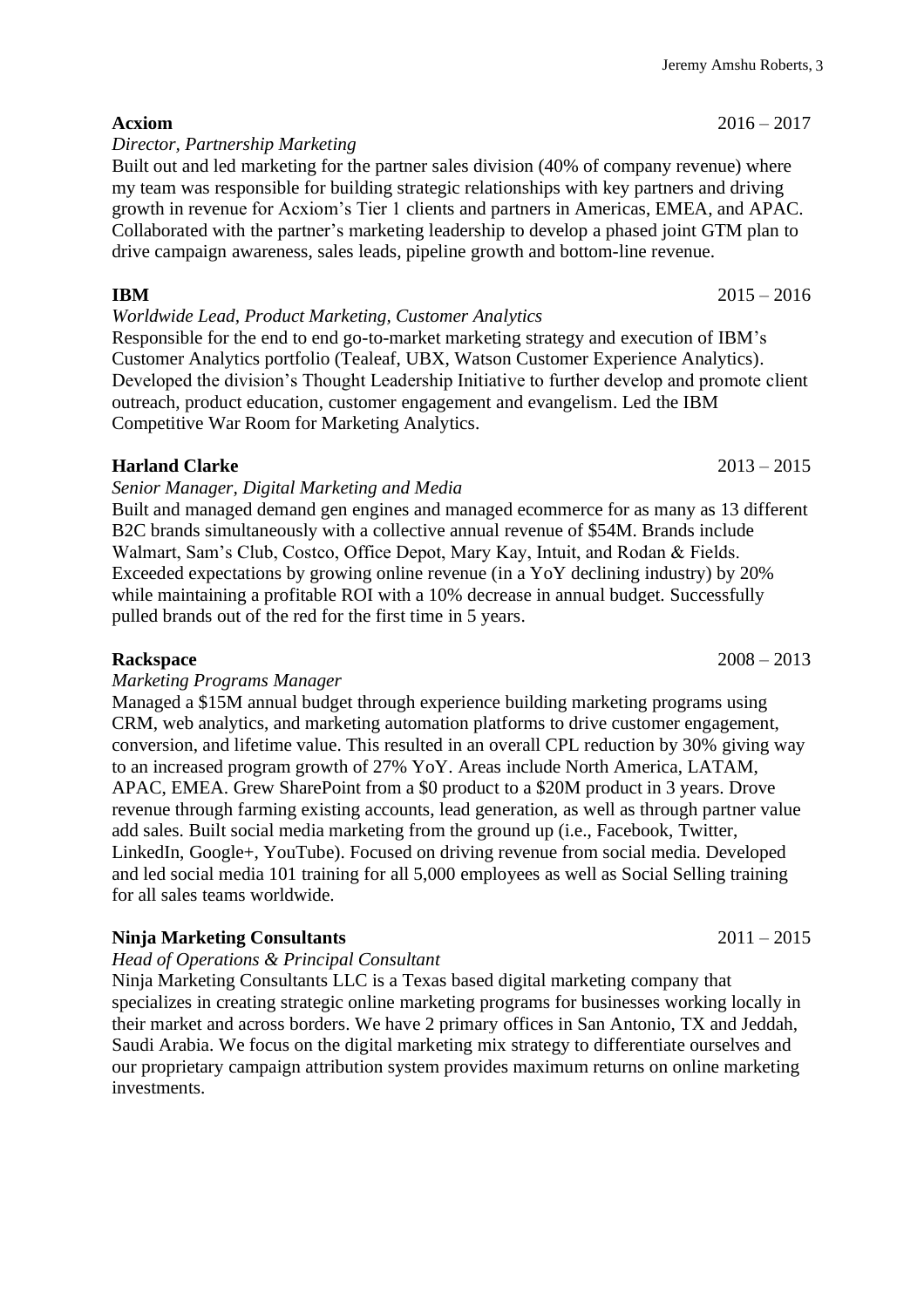**Acxiom** 2016 – 2017

*Director, Partnership Marketing*

Built out and led marketing for the partner sales division (40% of company revenue) where my team was responsible for building strategic relationships with key partners and driving growth in revenue for Acxiom's Tier 1 clients and partners in Americas, EMEA, and APAC. Collaborated with the partner's marketing leadership to develop a phased joint GTM plan to drive campaign awareness, sales leads, pipeline growth and bottom-line revenue.

**IBM** 2015 – 2016

*Worldwide Lead, Product Marketing, Customer Analytics*

Responsible for the end to end go-to-market marketing strategy and execution of IBM's Customer Analytics portfolio (Tealeaf, UBX, Watson Customer Experience Analytics). Developed the division's Thought Leadership Initiative to further develop and promote client outreach, product education, customer engagement and evangelism. Led the IBM Competitive War Room for Marketing Analytics.

**Harland Clarke** 2013 – 2015

*Senior Manager, Digital Marketing and Media*

Built and managed demand gen engines and managed ecommerce for as many as 13 different B2C brands simultaneously with a collective annual revenue of $54M. Brands include Walmart, Sam's Club, Costco, Office Depot, Mary Kay, Intuit, and Rodan & Fields. Exceeded expectations by growing online revenue (in a YoY declining industry) by 20% while maintaining a profitable ROI with a 10% decrease in annual budget. Successfully pulled brands out of the red for the first time in 5 years.

**Rackspace** 2008 – 2013

*Marketing Programs Manager*

Managed a $15M annual budget through experience building marketing programs using CRM, web analytics, and marketing automation platforms to drive customer engagement, conversion, and lifetime value. This resulted in an overall CPL reduction by 30% giving way to an increased program growth of 27% YoY. Areas include North America, LATAM, APAC, EMEA. Grew SharePoint from a $0 product to a $20M product in 3 years. Drove revenue through farming existing accounts, lead generation, as well as through partner value add sales. Built social media marketing from the ground up (i.e., Facebook, Twitter, LinkedIn, Google+, YouTube). Focused on driving revenue from social media. Developed and led social media 101 training for all 5,000 employees as well as Social Selling training for all sales teams worldwide.

**Ninja Marketing Consultants** 2011 – 2015

*Head of Operations & Principal Consultant*

Ninja Marketing Consultants LLC is a Texas based digital marketing company that specializes in creating strategic online marketing programs for businesses working locally in their market and across borders. We have 2 primary offices in San Antonio, TX and Jeddah, Saudi Arabia. We focus on the digital marketing mix strategy to differentiate ourselves and our proprietary campaign attribution system provides maximum returns on online marketing investments.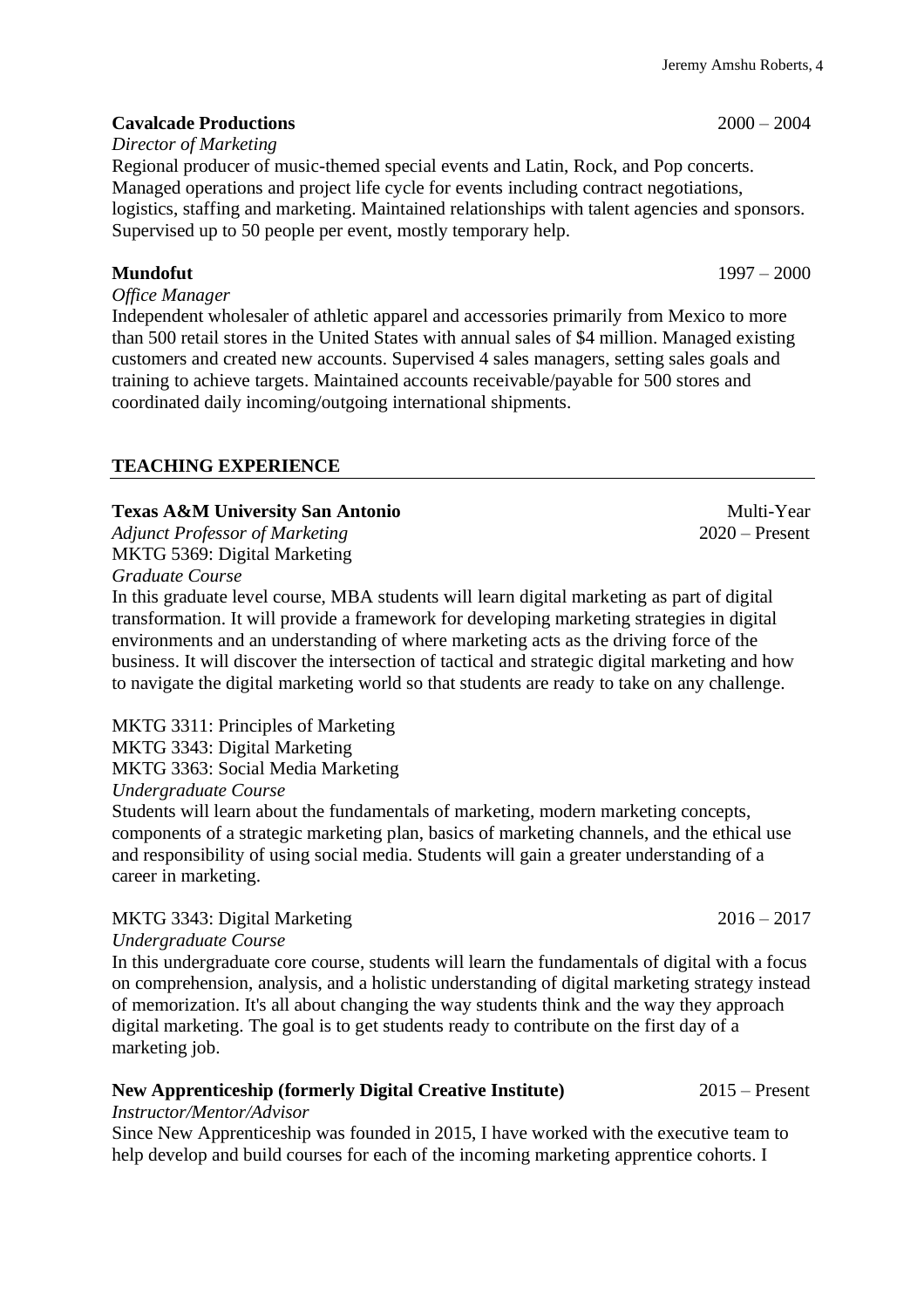**Cavalcade Productions** 2000 – 2004

*Director of Marketing*

Regional producer of music-themed special events and Latin, Rock, and Pop concerts. Managed operations and project life cycle for events including contract negotiations, logistics, staffing and marketing. Maintained relationships with talent agencies and sponsors. Supervised up to 50 people per event, mostly temporary help.

**Mundofut** 1997 – 2000

*Office Manager*

Independent wholesaler of athletic apparel and accessories primarily from Mexico to more than 500 retail stores in the United States with annual sales of $4 million. Managed existing customers and created new accounts. Supervised 4 sales managers, setting sales goals and training to achieve targets. Maintained accounts receivable/payable for 500 stores and coordinated daily incoming/outgoing international shipments.

## TEACHING EXPERIENCE

**Texas A&M University San Antonio** Multi-Year

*Adjunct Professor of Marketing* 2020 – Present

MKTG 5369: Digital Marketing

*Graduate Course*

In this graduate level course, MBA students will learn digital marketing as part of digital transformation. It will provide a framework for developing marketing strategies in digital environments and an understanding of where marketing acts as the driving force of the business. It will discover the intersection of tactical and strategic digital marketing and how to navigate the digital marketing world so that students are ready to take on any challenge.

MKTG 3311: Principles of Marketing

MKTG 3343: Digital Marketing

MKTG 3363: Social Media Marketing

*Undergraduate Course*

Students will learn about the fundamentals of marketing, modern marketing concepts, components of a strategic marketing plan, basics of marketing channels, and the ethical use and responsibility of using social media. Students will gain a greater understanding of a career in marketing.

MKTG 3343: Digital Marketing 2016 – 2017

*Undergraduate Course*

In this undergraduate core course, students will learn the fundamentals of digital with a focus on comprehension, analysis, and a holistic understanding of digital marketing strategy instead of memorization. It's all about changing the way students think and the way they approach digital marketing. The goal is to get students ready to contribute on the first day of a marketing job.

**New Apprenticeship (formerly Digital Creative Institute)** 2015 – Present

*Instructor/Mentor/Advisor*

Since New Apprenticeship was founded in 2015, I have worked with the executive team to help develop and build courses for each of the incoming marketing apprentice cohorts. I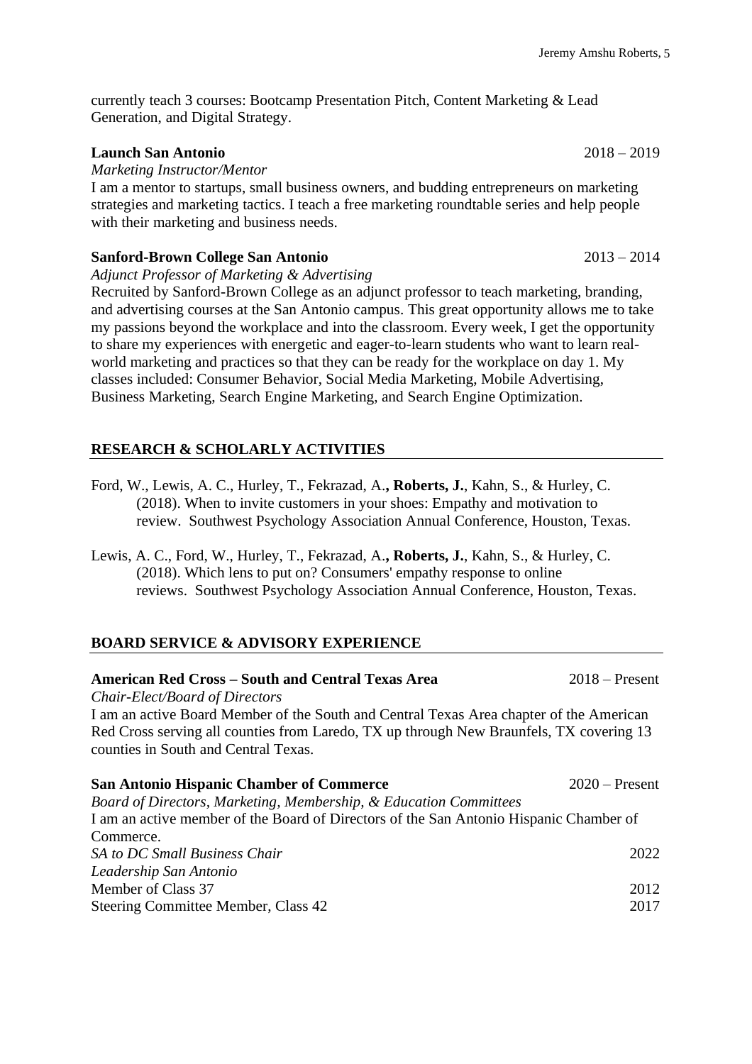currently teach 3 courses: Bootcamp Presentation Pitch, Content Marketing & Lead Generation, and Digital Strategy.

**Launch San Antonio** 2018 – 2019
*Marketing Instructor/Mentor*
I am a mentor to startups, small business owners, and budding entrepreneurs on marketing strategies and marketing tactics. I teach a free marketing roundtable series and help people with their marketing and business needs.

**Sanford-Brown College San Antonio** 2013 – 2014
*Adjunct Professor of Marketing & Advertising*
Recruited by Sanford-Brown College as an adjunct professor to teach marketing, branding, and advertising courses at the San Antonio campus. This great opportunity allows me to take my passions beyond the workplace and into the classroom. Every week, I get the opportunity to share my experiences with energetic and eager-to-learn students who want to learn real-world marketing and practices so that they can be ready for the workplace on day 1. My classes included: Consumer Behavior, Social Media Marketing, Mobile Advertising, Business Marketing, Search Engine Marketing, and Search Engine Optimization.

## RESEARCH & SCHOLARLY ACTIVITIES

Ford, W., Lewis, A. C., Hurley, T., Fekrazad, A., **Roberts, J.**, Kahn, S., & Hurley, C. (2018). When to invite customers in your shoes: Empathy and motivation to review. Southwest Psychology Association Annual Conference, Houston, Texas.

Lewis, A. C., Ford, W., Hurley, T., Fekrazad, A., **Roberts, J.**, Kahn, S., & Hurley, C. (2018). Which lens to put on? Consumers' empathy response to online reviews. Southwest Psychology Association Annual Conference, Houston, Texas.

## BOARD SERVICE & ADVISORY EXPERIENCE

**American Red Cross – South and Central Texas Area** 2018 – Present
*Chair-Elect/Board of Directors*
I am an active Board Member of the South and Central Texas Area chapter of the American Red Cross serving all counties from Laredo, TX up through New Braunfels, TX covering 13 counties in South and Central Texas.

**San Antonio Hispanic Chamber of Commerce** 2020 – Present
*Board of Directors, Marketing, Membership, & Education Committees*
I am an active member of the Board of Directors of the San Antonio Hispanic Chamber of Commerce.
*SA to DC Small Business Chair* 2022
*Leadership San Antonio*
Member of Class 37 2012
Steering Committee Member, Class 42 2017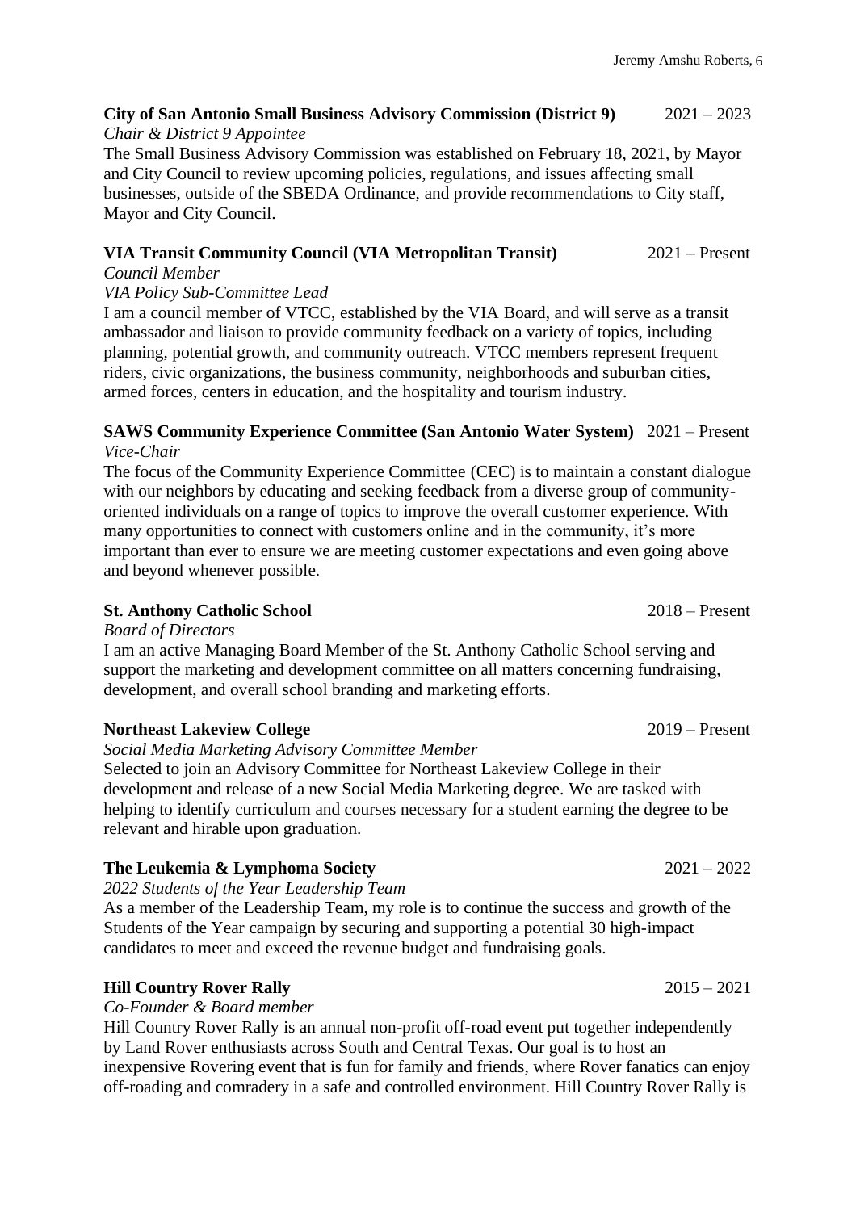**City of San Antonio Small Business Advisory Commission (District 9)** 2021 – 2023
*Chair & District 9 Appointee*
The Small Business Advisory Commission was established on February 18, 2021, by Mayor and City Council to review upcoming policies, regulations, and issues affecting small businesses, outside of the SBEDA Ordinance, and provide recommendations to City staff, Mayor and City Council.

**VIA Transit Community Council (VIA Metropolitan Transit)** 2021 – Present
*Council Member*
*VIA Policy Sub-Committee Lead*
I am a council member of VTCC, established by the VIA Board, and will serve as a transit ambassador and liaison to provide community feedback on a variety of topics, including planning, potential growth, and community outreach. VTCC members represent frequent riders, civic organizations, the business community, neighborhoods and suburban cities, armed forces, centers in education, and the hospitality and tourism industry.

**SAWS Community Experience Committee (San Antonio Water System)** 2021 – Present
*Vice-Chair*
The focus of the Community Experience Committee (CEC) is to maintain a constant dialogue with our neighbors by educating and seeking feedback from a diverse group of community-oriented individuals on a range of topics to improve the overall customer experience. With many opportunities to connect with customers online and in the community, it's more important than ever to ensure we are meeting customer expectations and even going above and beyond whenever possible.

**St. Anthony Catholic School** 2018 – Present
*Board of Directors*
I am an active Managing Board Member of the St. Anthony Catholic School serving and support the marketing and development committee on all matters concerning fundraising, development, and overall school branding and marketing efforts.

**Northeast Lakeview College** 2019 – Present
*Social Media Marketing Advisory Committee Member*
Selected to join an Advisory Committee for Northeast Lakeview College in their development and release of a new Social Media Marketing degree. We are tasked with helping to identify curriculum and courses necessary for a student earning the degree to be relevant and hirable upon graduation.

**The Leukemia & Lymphoma Society** 2021 – 2022
*2022 Students of the Year Leadership Team*
As a member of the Leadership Team, my role is to continue the success and growth of the Students of the Year campaign by securing and supporting a potential 30 high-impact candidates to meet and exceed the revenue budget and fundraising goals.

**Hill Country Rover Rally** 2015 – 2021
*Co-Founder & Board member*
Hill Country Rover Rally is an annual non-profit off-road event put together independently by Land Rover enthusiasts across South and Central Texas. Our goal is to host an inexpensive Rovering event that is fun for family and friends, where Rover fanatics can enjoy off-roading and comradery in a safe and controlled environment. Hill Country Rover Rally is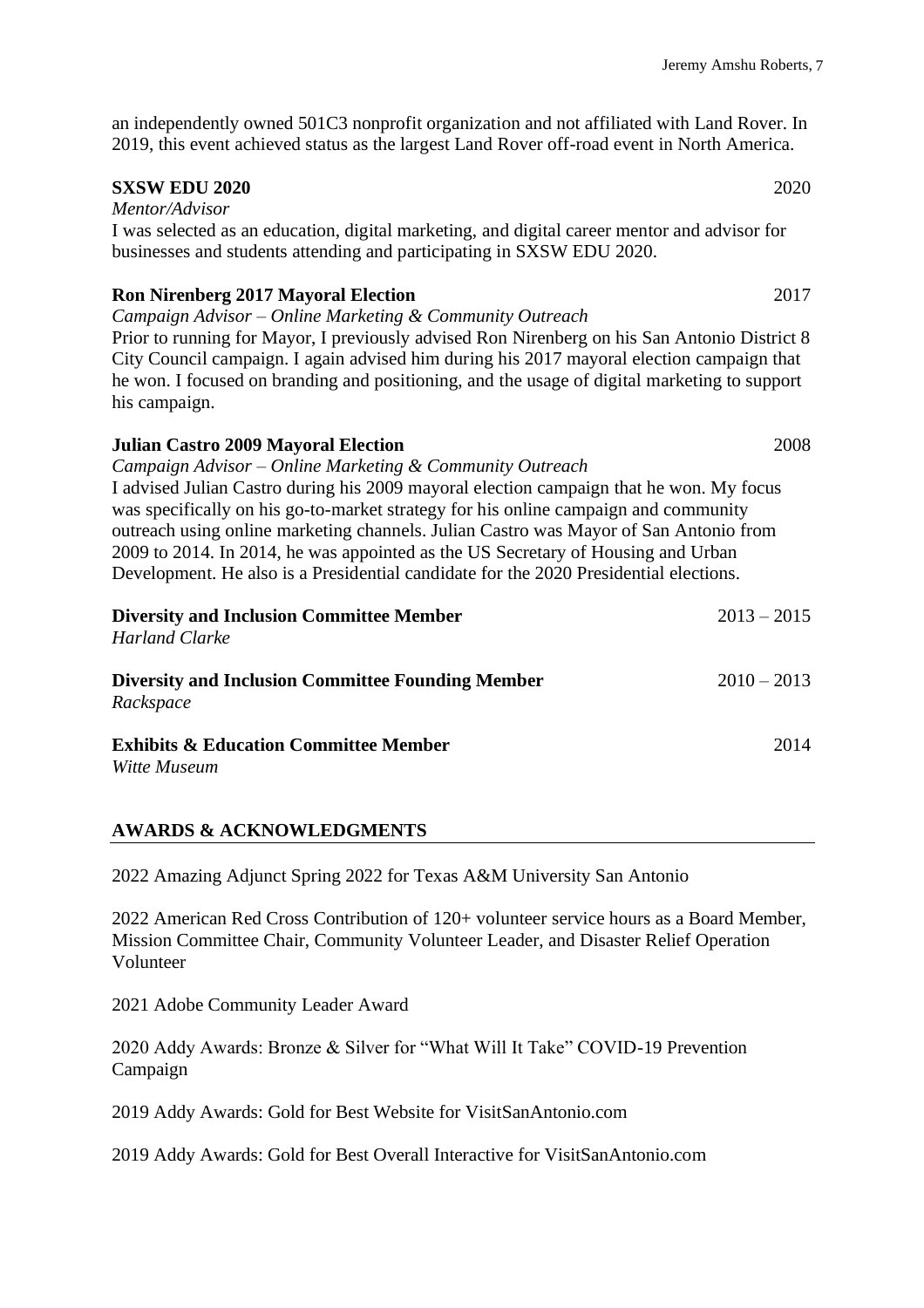an independently owned 501C3 nonprofit organization and not affiliated with Land Rover. In 2019, this event achieved status as the largest Land Rover off-road event in North America.

**SXSW EDU 2020** 2020
*Mentor/Advisor*
I was selected as an education, digital marketing, and digital career mentor and advisor for businesses and students attending and participating in SXSW EDU 2020.

**Ron Nirenberg 2017 Mayoral Election** 2017
*Campaign Advisor – Online Marketing & Community Outreach*
Prior to running for Mayor, I previously advised Ron Nirenberg on his San Antonio District 8 City Council campaign. I again advised him during his 2017 mayoral election campaign that he won. I focused on branding and positioning, and the usage of digital marketing to support his campaign.

**Julian Castro 2009 Mayoral Election** 2008
*Campaign Advisor – Online Marketing & Community Outreach*
I advised Julian Castro during his 2009 mayoral election campaign that he won. My focus was specifically on his go-to-market strategy for his online campaign and community outreach using online marketing channels. Julian Castro was Mayor of San Antonio from 2009 to 2014. In 2014, he was appointed as the US Secretary of Housing and Urban Development. He also is a Presidential candidate for the 2020 Presidential elections.

**Diversity and Inclusion Committee Member** 2013 – 2015
*Harland Clarke*

**Diversity and Inclusion Committee Founding Member** 2010 – 2013
*Rackspace*

**Exhibits & Education Committee Member** 2014
*Witte Museum*

## AWARDS & ACKNOWLEDGMENTS

2022 Amazing Adjunct Spring 2022 for Texas A&M University San Antonio

2022 American Red Cross Contribution of 120+ volunteer service hours as a Board Member, Mission Committee Chair, Community Volunteer Leader, and Disaster Relief Operation Volunteer

2021 Adobe Community Leader Award

2020 Addy Awards: Bronze & Silver for "What Will It Take" COVID-19 Prevention Campaign

2019 Addy Awards: Gold for Best Website for VisitSanAntonio.com

2019 Addy Awards: Gold for Best Overall Interactive for VisitSanAntonio.com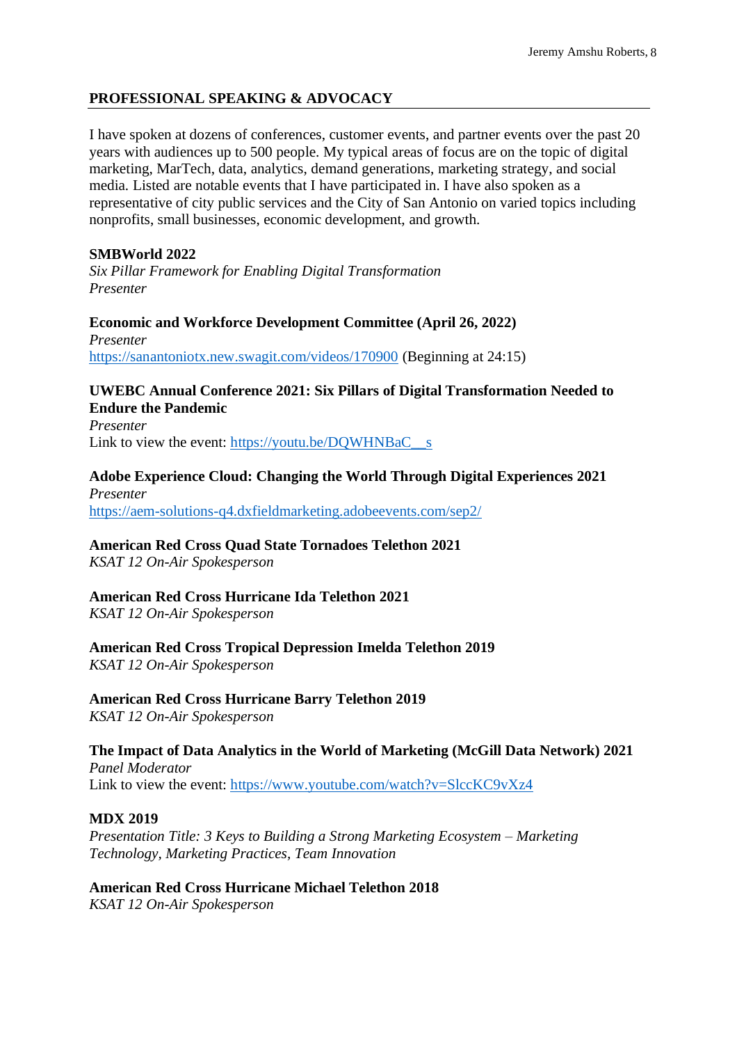## PROFESSIONAL SPEAKING & ADVOCACY

I have spoken at dozens of conferences, customer events, and partner events over the past 20 years with audiences up to 500 people. My typical areas of focus are on the topic of digital marketing, MarTech, data, analytics, demand generations, marketing strategy, and social media. Listed are notable events that I have participated in. I have also spoken as a representative of city public services and the City of San Antonio on varied topics including nonprofits, small businesses, economic development, and growth.

**SMBWorld 2022**
*Six Pillar Framework for Enabling Digital Transformation*
*Presenter*

**Economic and Workforce Development Committee (April 26, 2022)**
*Presenter*
https://sanantoniotx.new.swagit.com/videos/170900 (Beginning at 24:15)

**UWEBC Annual Conference 2021: Six Pillars of Digital Transformation Needed to Endure the Pandemic**
*Presenter*
Link to view the event: https://youtu.be/DQWHNBaC__s

**Adobe Experience Cloud: Changing the World Through Digital Experiences 2021**
*Presenter*
https://aem-solutions-q4.dxfieldmarketing.adobeevents.com/sep2/

**American Red Cross Quad State Tornadoes Telethon 2021**
*KSAT 12 On-Air Spokesperson*

**American Red Cross Hurricane Ida Telethon 2021**
*KSAT 12 On-Air Spokesperson*

**American Red Cross Tropical Depression Imelda Telethon 2019**
*KSAT 12 On-Air Spokesperson*

**American Red Cross Hurricane Barry Telethon 2019**
*KSAT 12 On-Air Spokesperson*

**The Impact of Data Analytics in the World of Marketing (McGill Data Network) 2021**
*Panel Moderator*
Link to view the event: https://www.youtube.com/watch?v=SlccKC9vXz4

**MDX 2019**
*Presentation Title: 3 Keys to Building a Strong Marketing Ecosystem – Marketing Technology, Marketing Practices, Team Innovation*

**American Red Cross Hurricane Michael Telethon 2018**
*KSAT 12 On-Air Spokesperson*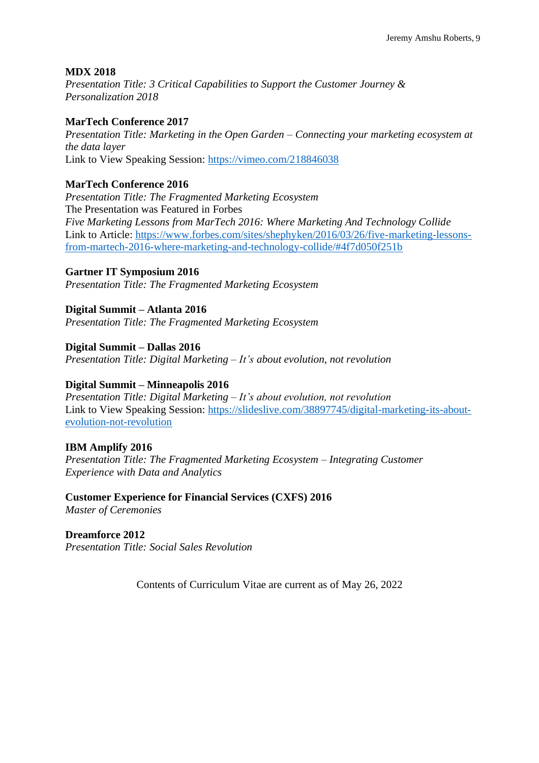**MDX 2018**
*Presentation Title: 3 Critical Capabilities to Support the Customer Journey & Personalization 2018*

**MarTech Conference 2017**
*Presentation Title: Marketing in the Open Garden – Connecting your marketing ecosystem at the data layer*
Link to View Speaking Session: [https://vimeo.com/218846038](https://vimeo.com/218846038)

**MarTech Conference 2016**
*Presentation Title: The Fragmented Marketing Ecosystem*
The Presentation was Featured in Forbes
*Five Marketing Lessons from MarTech 2016: Where Marketing And Technology Collide*
Link to Article: [https://www.forbes.com/sites/shephyken/2016/03/26/five-marketing-lessons-from-martech-2016-where-marketing-and-technology-collide/#4f7d050f251b](https://www.forbes.com/sites/shephyken/2016/03/26/five-marketing-lessons-from-martech-2016-where-marketing-and-technology-collide/#4f7d050f251b)

**Gartner IT Symposium 2016**
*Presentation Title: The Fragmented Marketing Ecosystem*

**Digital Summit – Atlanta 2016**
*Presentation Title: The Fragmented Marketing Ecosystem*

**Digital Summit – Dallas 2016**
*Presentation Title: Digital Marketing – It's about evolution, not revolution*

**Digital Summit – Minneapolis 2016**
*Presentation Title: Digital Marketing – It's about evolution, not revolution*
Link to View Speaking Session: [https://slideslive.com/38897745/digital-marketing-its-about-evolution-not-revolution](https://slideslive.com/38897745/digital-marketing-its-about-evolution-not-revolution)

**IBM Amplify 2016**
*Presentation Title: The Fragmented Marketing Ecosystem – Integrating Customer Experience with Data and Analytics*

**Customer Experience for Financial Services (CXFS) 2016**
*Master of Ceremonies*

**Dreamforce 2012**
*Presentation Title: Social Sales Revolution*

Contents of Curriculum Vitae are current as of May 26, 2022